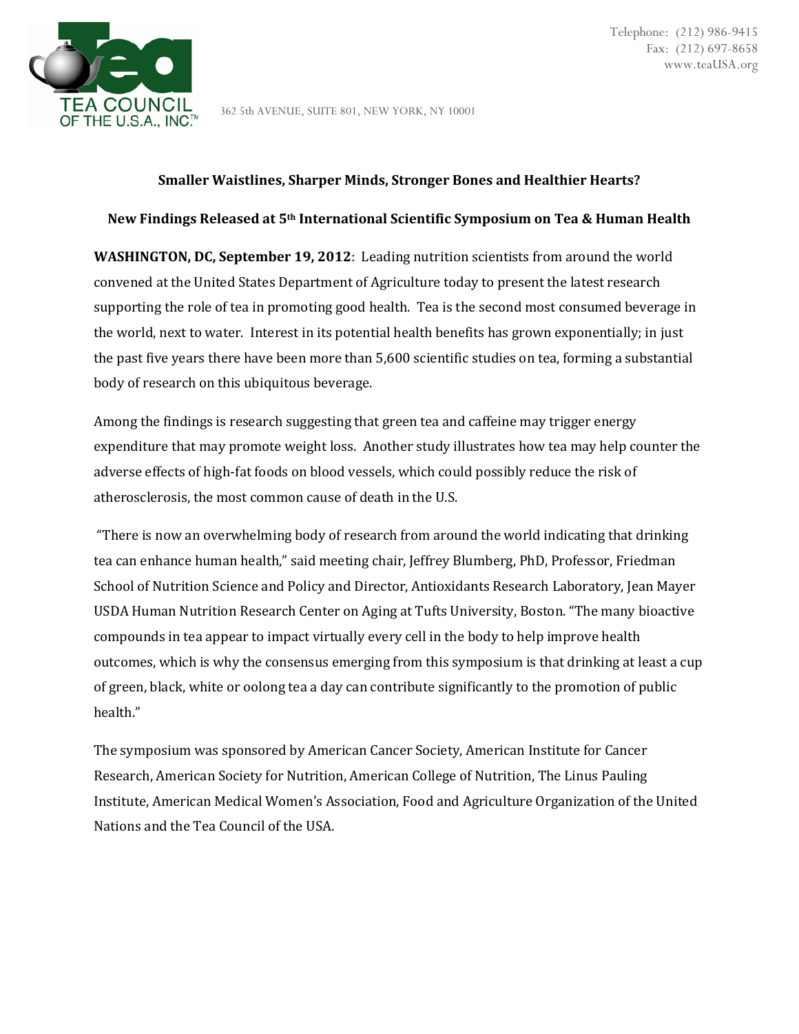TEA COUNCIL OF THE U.S.A., INC.™

362 5th AVENUE, SUITE 801, NEW YORK, NY 10001

Telephone: (212) 986-9415
Fax: (212) 697-8658
www.teaUSA.org

**Smaller Waistlines, Sharper Minds, Stronger Bones and Healthier Hearts?**

**New Findings Released at 5th International Scientific Symposium on Tea & Human Health**

**WASHINGTON, DC, September 19, 2012**: Leading nutrition scientists from around the world convened at the United States Department of Agriculture today to present the latest research supporting the role of tea in promoting good health. Tea is the second most consumed beverage in the world, next to water. Interest in its potential health benefits has grown exponentially; in just the past five years there have been more than 5,600 scientific studies on tea, forming a substantial body of research on this ubiquitous beverage.

Among the findings is research suggesting that green tea and caffeine may trigger energy expenditure that may promote weight loss. Another study illustrates how tea may help counter the adverse effects of high-fat foods on blood vessels, which could possibly reduce the risk of atherosclerosis, the most common cause of death in the U.S.

"There is now an overwhelming body of research from around the world indicating that drinking tea can enhance human health," said meeting chair, Jeffrey Blumberg, PhD, Professor, Friedman School of Nutrition Science and Policy and Director, Antioxidants Research Laboratory, Jean Mayer USDA Human Nutrition Research Center on Aging at Tufts University, Boston. "The many bioactive compounds in tea appear to impact virtually every cell in the body to help improve health outcomes, which is why the consensus emerging from this symposium is that drinking at least a cup of green, black, white or oolong tea a day can contribute significantly to the promotion of public health."

The symposium was sponsored by American Cancer Society, American Institute for Cancer Research, American Society for Nutrition, American College of Nutrition, The Linus Pauling Institute, American Medical Women's Association, Food and Agriculture Organization of the United Nations and the Tea Council of the USA.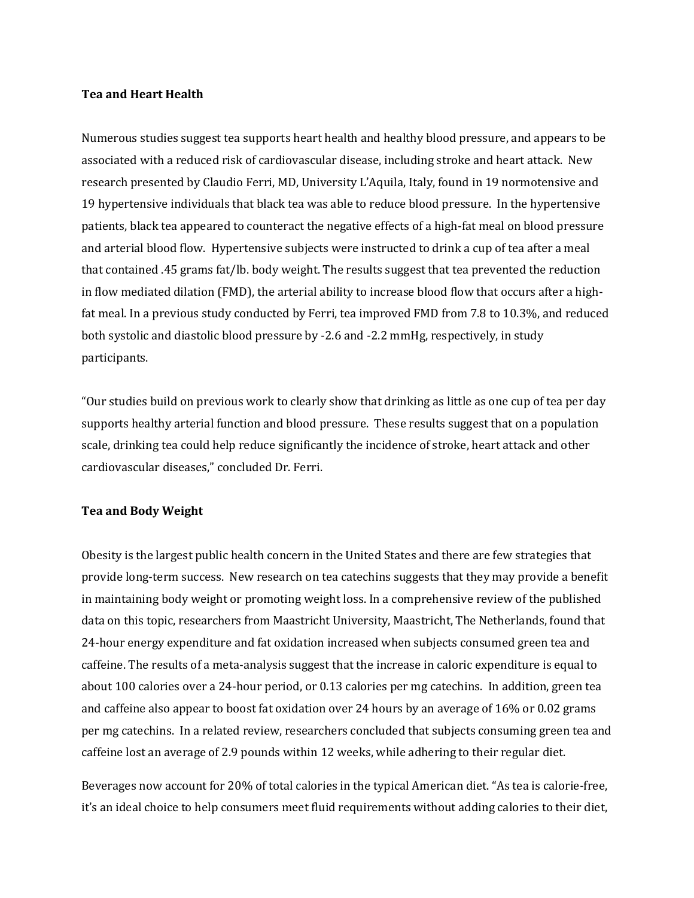**Tea and Heart Health**

Numerous studies suggest tea supports heart health and healthy blood pressure, and appears to be associated with a reduced risk of cardiovascular disease, including stroke and heart attack. New research presented by Claudio Ferri, MD, University L'Aquila, Italy, found in 19 normotensive and 19 hypertensive individuals that black tea was able to reduce blood pressure. In the hypertensive patients, black tea appeared to counteract the negative effects of a high-fat meal on blood pressure and arterial blood flow. Hypertensive subjects were instructed to drink a cup of tea after a meal that contained .45 grams fat/lb. body weight. The results suggest that tea prevented the reduction in flow mediated dilation (FMD), the arterial ability to increase blood flow that occurs after a high-fat meal. In a previous study conducted by Ferri, tea improved FMD from 7.8 to 10.3%, and reduced both systolic and diastolic blood pressure by -2.6 and -2.2 mmHg, respectively, in study participants.

"Our studies build on previous work to clearly show that drinking as little as one cup of tea per day supports healthy arterial function and blood pressure. These results suggest that on a population scale, drinking tea could help reduce significantly the incidence of stroke, heart attack and other cardiovascular diseases," concluded Dr. Ferri.

**Tea and Body Weight**

Obesity is the largest public health concern in the United States and there are few strategies that provide long-term success. New research on tea catechins suggests that they may provide a benefit in maintaining body weight or promoting weight loss. In a comprehensive review of the published data on this topic, researchers from Maastricht University, Maastricht, The Netherlands, found that 24-hour energy expenditure and fat oxidation increased when subjects consumed green tea and caffeine. The results of a meta-analysis suggest that the increase in caloric expenditure is equal to about 100 calories over a 24-hour period, or 0.13 calories per mg catechins. In addition, green tea and caffeine also appear to boost fat oxidation over 24 hours by an average of 16% or 0.02 grams per mg catechins. In a related review, researchers concluded that subjects consuming green tea and caffeine lost an average of 2.9 pounds within 12 weeks, while adhering to their regular diet.

Beverages now account for 20% of total calories in the typical American diet. "As tea is calorie-free, it's an ideal choice to help consumers meet fluid requirements without adding calories to their diet,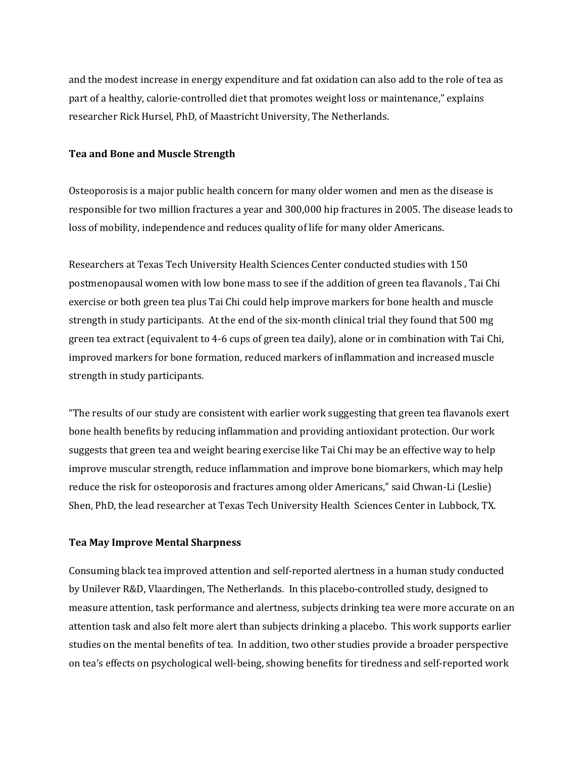and the modest increase in energy expenditure and fat oxidation can also add to the role of tea as part of a healthy, calorie-controlled diet that promotes weight loss or maintenance," explains researcher Rick Hursel, PhD, of Maastricht University, The Netherlands.

**Tea and Bone and Muscle Strength**

Osteoporosis is a major public health concern for many older women and men as the disease is responsible for two million fractures a year and 300,000 hip fractures in 2005. The disease leads to loss of mobility, independence and reduces quality of life for many older Americans.

Researchers at Texas Tech University Health Sciences Center conducted studies with 150 postmenopausal women with low bone mass to see if the addition of green tea flavanols , Tai Chi exercise or both green tea plus Tai Chi could help improve markers for bone health and muscle strength in study participants. At the end of the six-month clinical trial they found that 500 mg green tea extract (equivalent to 4-6 cups of green tea daily), alone or in combination with Tai Chi, improved markers for bone formation, reduced markers of inflammation and increased muscle strength in study participants.

"The results of our study are consistent with earlier work suggesting that green tea flavanols exert bone health benefits by reducing inflammation and providing antioxidant protection. Our work suggests that green tea and weight bearing exercise like Tai Chi may be an effective way to help improve muscular strength, reduce inflammation and improve bone biomarkers, which may help reduce the risk for osteoporosis and fractures among older Americans," said Chwan-Li (Leslie) Shen, PhD, the lead researcher at Texas Tech University Health Sciences Center in Lubbock, TX.

**Tea May Improve Mental Sharpness**

Consuming black tea improved attention and self-reported alertness in a human study conducted by Unilever R&D, Vlaardingen, The Netherlands. In this placebo-controlled study, designed to measure attention, task performance and alertness, subjects drinking tea were more accurate on an attention task and also felt more alert than subjects drinking a placebo. This work supports earlier studies on the mental benefits of tea. In addition, two other studies provide a broader perspective on tea's effects on psychological well-being, showing benefits for tiredness and self-reported work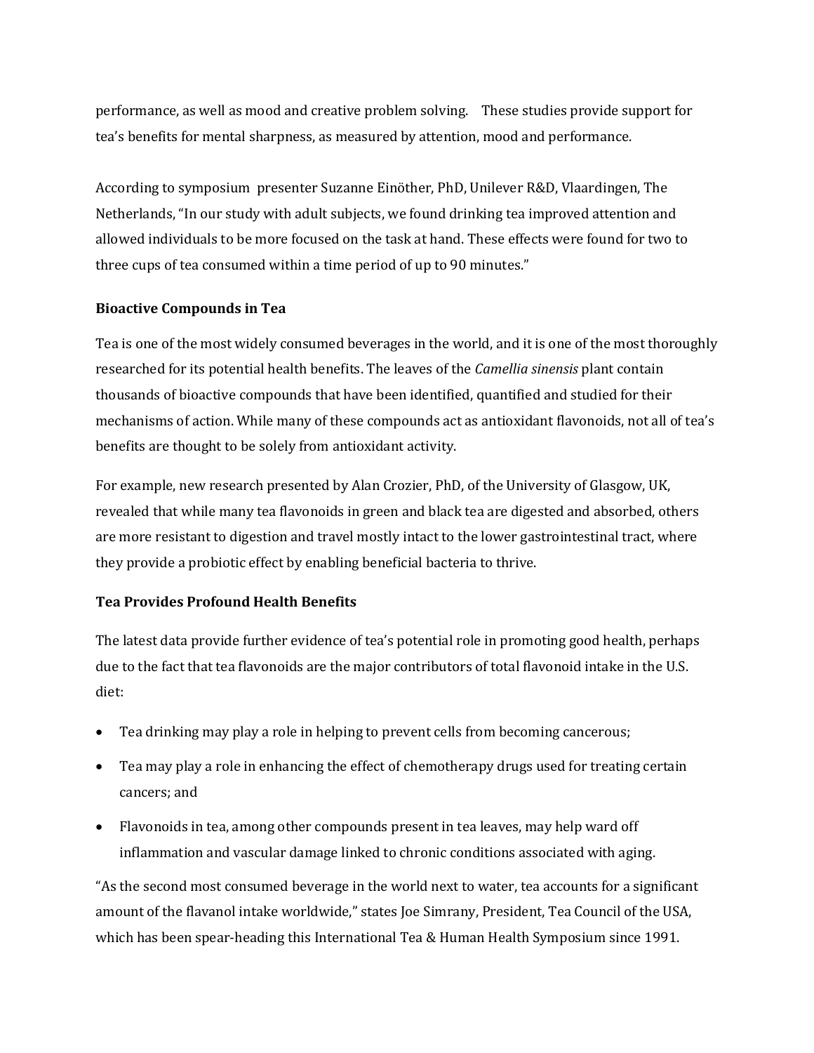performance, as well as mood and creative problem solving. These studies provide support for tea's benefits for mental sharpness, as measured by attention, mood and performance.

According to symposium presenter Suzanne Einöther, PhD, Unilever R&D, Vlaardingen, The Netherlands, "In our study with adult subjects, we found drinking tea improved attention and allowed individuals to be more focused on the task at hand. These effects were found for two to three cups of tea consumed within a time period of up to 90 minutes."

**Bioactive Compounds in Tea**

Tea is one of the most widely consumed beverages in the world, and it is one of the most thoroughly researched for its potential health benefits. The leaves of the *Camellia sinensis* plant contain thousands of bioactive compounds that have been identified, quantified and studied for their mechanisms of action. While many of these compounds act as antioxidant flavonoids, not all of tea's benefits are thought to be solely from antioxidant activity.

For example, new research presented by Alan Crozier, PhD, of the University of Glasgow, UK, revealed that while many tea flavonoids in green and black tea are digested and absorbed, others are more resistant to digestion and travel mostly intact to the lower gastrointestinal tract, where they provide a probiotic effect by enabling beneficial bacteria to thrive.

**Tea Provides Profound Health Benefits**

The latest data provide further evidence of tea's potential role in promoting good health, perhaps due to the fact that tea flavonoids are the major contributors of total flavonoid intake in the U.S. diet:

- Tea drinking may play a role in helping to prevent cells from becoming cancerous;
- Tea may play a role in enhancing the effect of chemotherapy drugs used for treating certain cancers; and
- Flavonoids in tea, among other compounds present in tea leaves, may help ward off inflammation and vascular damage linked to chronic conditions associated with aging.

"As the second most consumed beverage in the world next to water, tea accounts for a significant amount of the flavanol intake worldwide," states Joe Simrany, President, Tea Council of the USA, which has been spear-heading this International Tea & Human Health Symposium since 1991.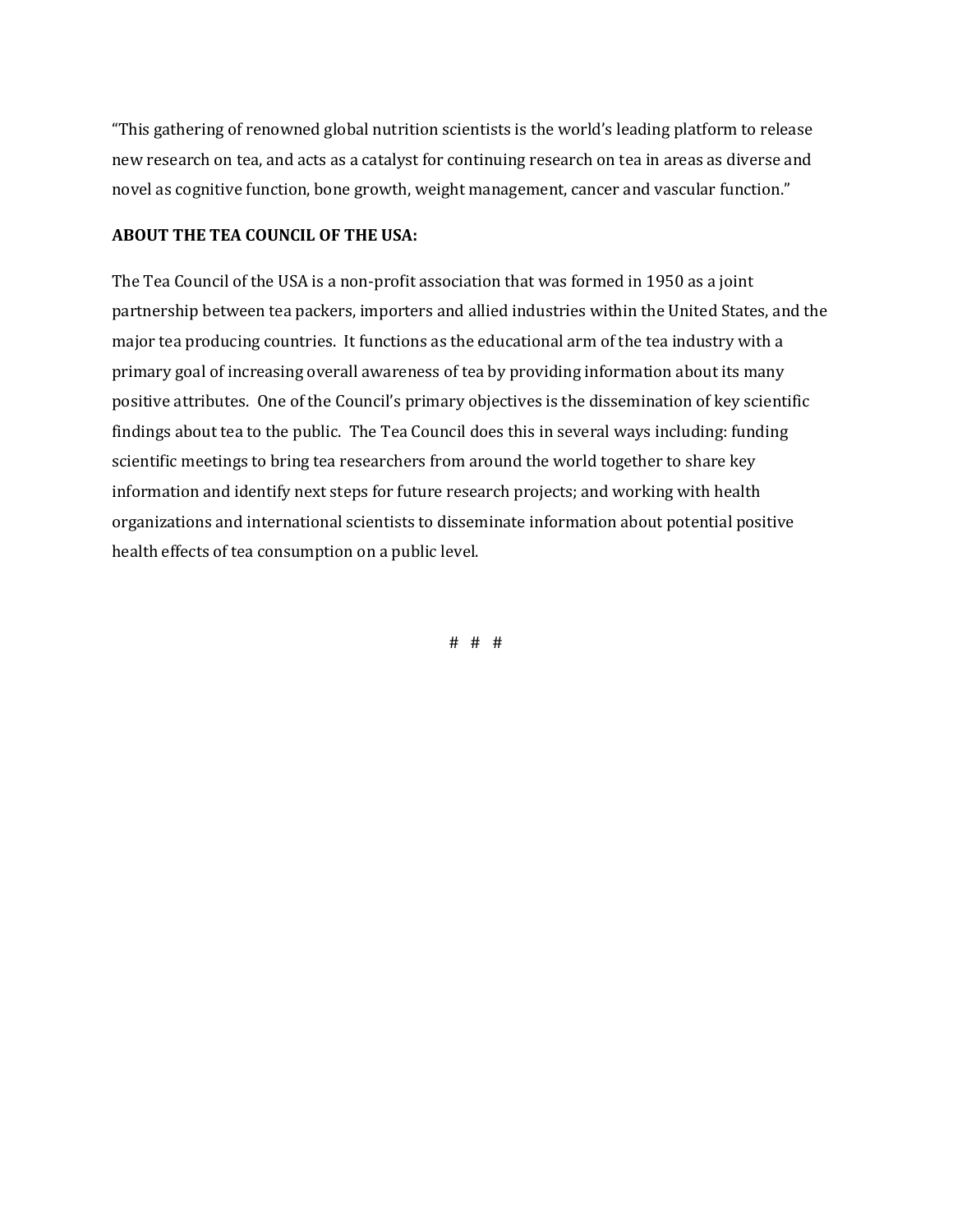"This gathering of renowned global nutrition scientists is the world's leading platform to release new research on tea, and acts as a catalyst for continuing research on tea in areas as diverse and novel as cognitive function, bone growth, weight management, cancer and vascular function."

**ABOUT THE TEA COUNCIL OF THE USA:**

The Tea Council of the USA is a non-profit association that was formed in 1950 as a joint partnership between tea packers, importers and allied industries within the United States, and the major tea producing countries. It functions as the educational arm of the tea industry with a primary goal of increasing overall awareness of tea by providing information about its many positive attributes. One of the Council's primary objectives is the dissemination of key scientific findings about tea to the public. The Tea Council does this in several ways including: funding scientific meetings to bring tea researchers from around the world together to share key information and identify next steps for future research projects; and working with health organizations and international scientists to disseminate information about potential positive health effects of tea consumption on a public level.

# # #